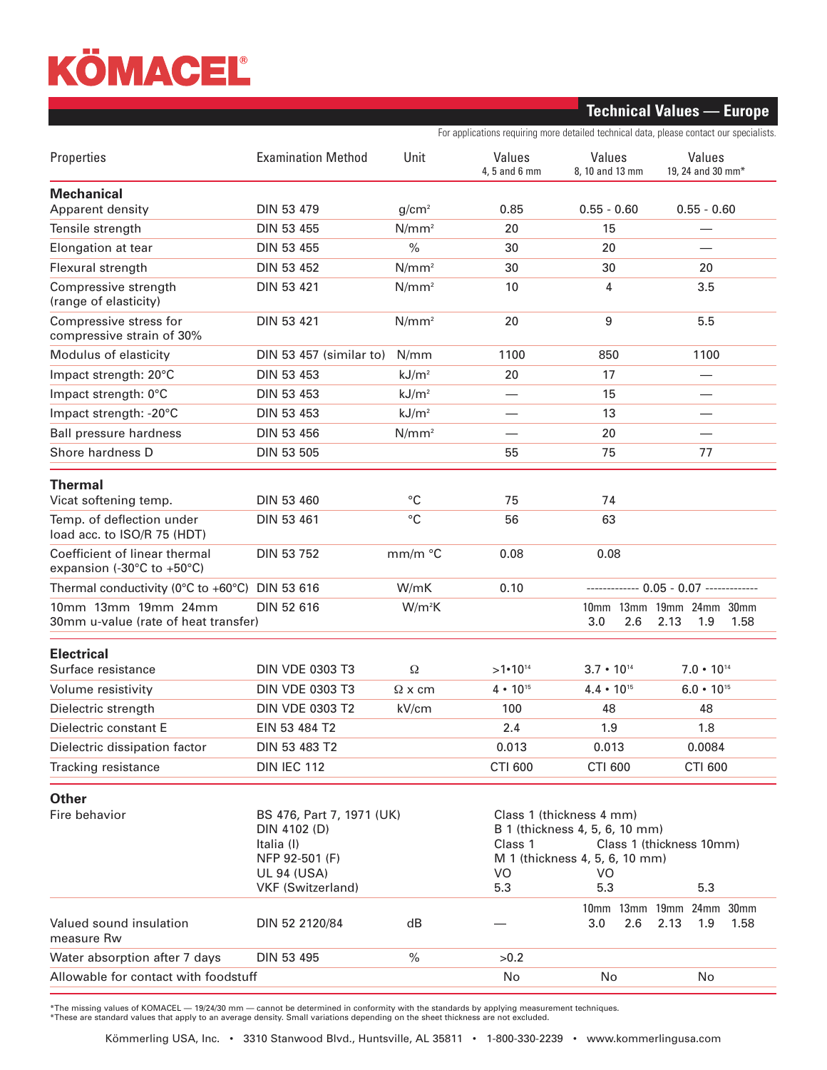# KÖMACEL®

## Technical Values — Europe

For applications requiring more detailed technical data, please contact our specialists.

| Properties | Examination Method | Unit | Values 4, 5 and 6 mm | Values 8, 10 and 13 mm | Values 19, 24 and 30 mm* |
|---|---|---|---|---|---|
| **Mechanical** | | | | | |
| Apparent density | DIN 53 479 | $g/cm^2$ | 0.85 | 0.55 - 0.60 | 0.55 - 0.60 |
| Tensile strength | DIN 53 455 | $N/mm^2$ | 20 | 15 | — |
| Elongation at tear | DIN 53 455 | % | 30 | 20 | — |
| Flexural strength | DIN 53 452 | $N/mm^2$ | 30 | 30 | 20 |
| Compressive strength (range of elasticity) | DIN 53 421 | $N/mm^2$ | 10 | 4 | 3.5 |
| Compressive stress for compressive strain of 30% | DIN 53 421 | $N/mm^2$ | 20 | 9 | 5.5 |
| Modulus of elasticity | DIN 53 457 (similar to) | N/mm | 1100 | 850 | 1100 |
| Impact strength: 20°C | DIN 53 453 | $kJ/m^2$ | 20 | 17 | — |
| Impact strength: 0°C | DIN 53 453 | $kJ/m^2$ | — | 15 | — |
| Impact strength: -20°C | DIN 53 453 | $kJ/m^2$ | — | 13 | — |
| Ball pressure hardness | DIN 53 456 | $N/mm^2$ | — | 20 | — |
| Shore hardness D | DIN 53 505 | | 55 | 75 | 77 |
| **Thermal** | | | | | |
| Vicat softening temp. | DIN 53 460 | °C | 75 | 74 | |
| Temp. of deflection under load acc. to ISO/R 75 (HDT) | DIN 53 461 | °C | 56 | 63 | |
| Coefficient of linear thermal expansion (-30°C to +50°C) | DIN 53 752 | mm/m °C | 0.08 | 0.08 | |
| Thermal conductivity (0°C to +60°C) | DIN 53 616 | W/mK | 0.10 | ------------- 0.05 - 0.07 ------------- | |
| 10mm 13mm 19mm 24mm 30mm u-value (rate of heat transfer) | DIN 52 616 | $W/m^2K$ | | 10mm 13mm 19mm 24mm 30mm<br>3.0 2.6 2.13 1.9 1.58 | |
| **Electrical** | | | | | |
| Surface resistance | DIN VDE 0303 T3 | Ω | $>1 \cdot 10^{14}$ | $3.7 \cdot 10^{14}$ | $7.0 \cdot 10^{14}$ |
| Volume resistivity | DIN VDE 0303 T3 | Ω x cm | $4 \cdot 10^{15}$ | $4.4 \cdot 10^{15}$ | $6.0 \cdot 10^{15}$ |
| Dielectric strength | DIN VDE 0303 T2 | kV/cm | 100 | 48 | 48 |
| Dielectric constant E | EIN 53 484 T2 | | 2.4 | 1.9 | 1.8 |
| Dielectric dissipation factor | DIN 53 483 T2 | | 0.013 | 0.013 | 0.0084 |
| Tracking resistance | DIN IEC 112 | | CTI 600 | CTI 600 | CTI 600 |
| **Other** | | | | | |
| Fire behavior | BS 476, Part 7, 1971 (UK) | | Class 1 (thickness 4 mm) | | |
| | DIN 4102 (D) | | B 1 (thickness 4, 5, 6, 10 mm) | | |
| | Italia (I) | | Class 1 | Class 1 (thickness 10mm) | |
| | NFP 92-501 (F) | | M 1 (thickness 4, 5, 6, 10 mm) | | |
| | UL 94 (USA) | | VO | VO | |
| | VKF (Switzerland) | | 5.3 | 5.3 | 5.3 |
| Valued sound insulation measure Rw | DIN 52 2120/84 | dB | — | 10mm 13mm 19mm 24mm 30mm<br>3.0 2.6 2.13 1.9 1.58 | |
| Water absorption after 7 days | DIN 53 495 | % | >0.2 | | |
| Allowable for contact with foodstuff | | | No | No | No |

*The missing values of KOMACEL — 19/24/30 mm — cannot be determined in conformity with the standards by applying measurement techniques.
*These are standard values that apply to an average density. Small variations depending on the sheet thickness are not excluded.

Kömmerling USA, Inc. • 3310 Stanwood Blvd., Huntsville, AL 35811 • 1-800-330-2239 • www.kommerlingusa.com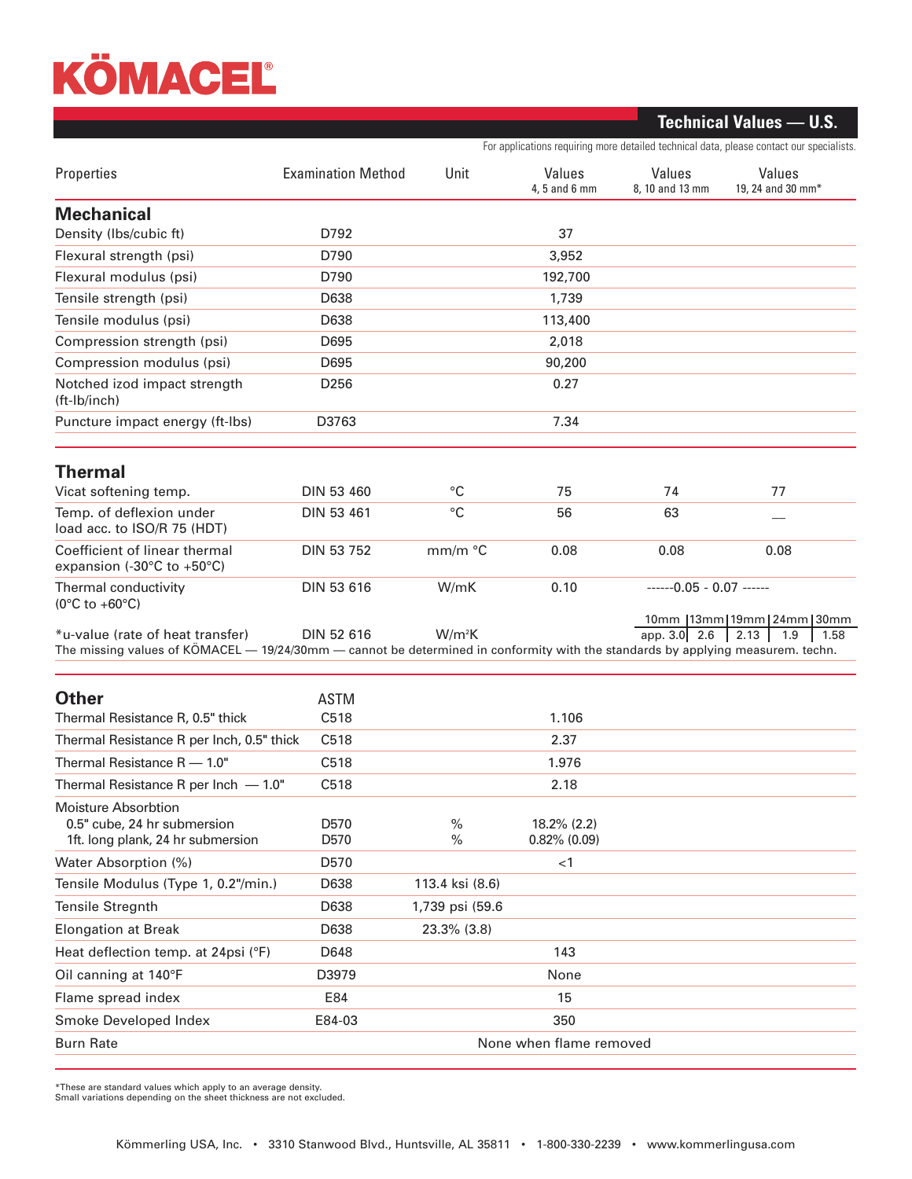# KÖMACEL®

## Technical Values — U.S.

For applications requiring more detailed technical data, please contact our specialists.

| Properties | Examination Method | Unit | Values 4, 5 and 6 mm | Values 8, 10 and 13 mm | Values 19, 24 and 30 mm* |
|---|---|---|---|---|---|
| **Mechanical** | | | | | |
| Density (lbs/cubic ft) | D792 | | 37 | | |
| Flexural strength (psi) | D790 | | 3,952 | | |
| Flexural modulus (psi) | D790 | | 192,700 | | |
| Tensile strength (psi) | D638 | | 1,739 | | |
| Tensile modulus (psi) | D638 | | 113,400 | | |
| Compression strength (psi) | D695 | | 2,018 | | |
| Compression modulus (psi) | D695 | | 90,200 | | |
| Notched izod impact strength (ft-lb/inch) | D256 | | 0.27 | | |
| Puncture impact energy (ft-lbs) | D3763 | | 7.34 | | |
| **Thermal** | | | | | |
| Vicat softening temp. | DIN 53 460 | °C | 75 | 74 | 77 |
| Temp. of deflexion under load acc. to ISO/R 75 (HDT) | DIN 53 461 | °C | 56 | 63 | — |
| Coefficient of linear thermal expansion (-30°C to +50°C) | DIN 53 752 | mm/m °C | 0.08 | 0.08 | 0.08 |
| Thermal conductivity (0°C to +60°C) | DIN 53 616 | W/mK | 0.10 | ------0.05 - 0.07 ------ | |
| *u-value (rate of heat transfer) | DIN 52 616 | $W/m^2K$ | | 10mm: app. 3.0; 13mm: 2.6 | 19mm: 2.13; 24mm: 1.9; 30mm: 1.58 |

The missing values of KÖMACEL — 19/24/30mm — cannot be determined in conformity with the standards by applying measurem. techn.

| Other | ASTM | | | | |
|---|---|---|---|---|---|
| Thermal Resistance R, 0.5" thick | C518 | | 1.106 | | |
| Thermal Resistance R per Inch, 0.5" thick | C518 | | 2.37 | | |
| Thermal Resistance R — 1.0" | C518 | | 1.976 | | |
| Thermal Resistance R per Inch — 1.0" | C518 | | 2.18 | | |
| Moisture Absorbtion | | | | | |
| 0.5" cube, 24 hr submersion | D570 | % | 18.2% (2.2) | | |
| 1ft. long plank, 24 hr submersion | D570 | % | 0.82% (0.09) | | |
| Water Absorption (%) | D570 | | <1 | | |
| Tensile Modulus (Type 1, 0.2"/min.) | D638 | 113.4 ksi (8.6) | | | |
| Tensile Stregnth | D638 | 1,739 psi (59.6 | | | |
| Elongation at Break | D638 | 23.3% (3.8) | | | |
| Heat deflection temp. at 24psi (°F) | D648 | | 143 | | |
| Oil canning at 140°F | D3979 | | None | | |
| Flame spread index | E84 | | 15 | | |
| Smoke Developed Index | E84-03 | | 350 | | |
| Burn Rate | | | None when flame removed | | |

*These are standard values which apply to an average density.
Small variations depending on the sheet thickness are not excluded.

Kömmerling USA, Inc. • 3310 Stanwood Blvd., Huntsville, AL 35811 • 1-800-330-2239 • www.kommerlingusa.com